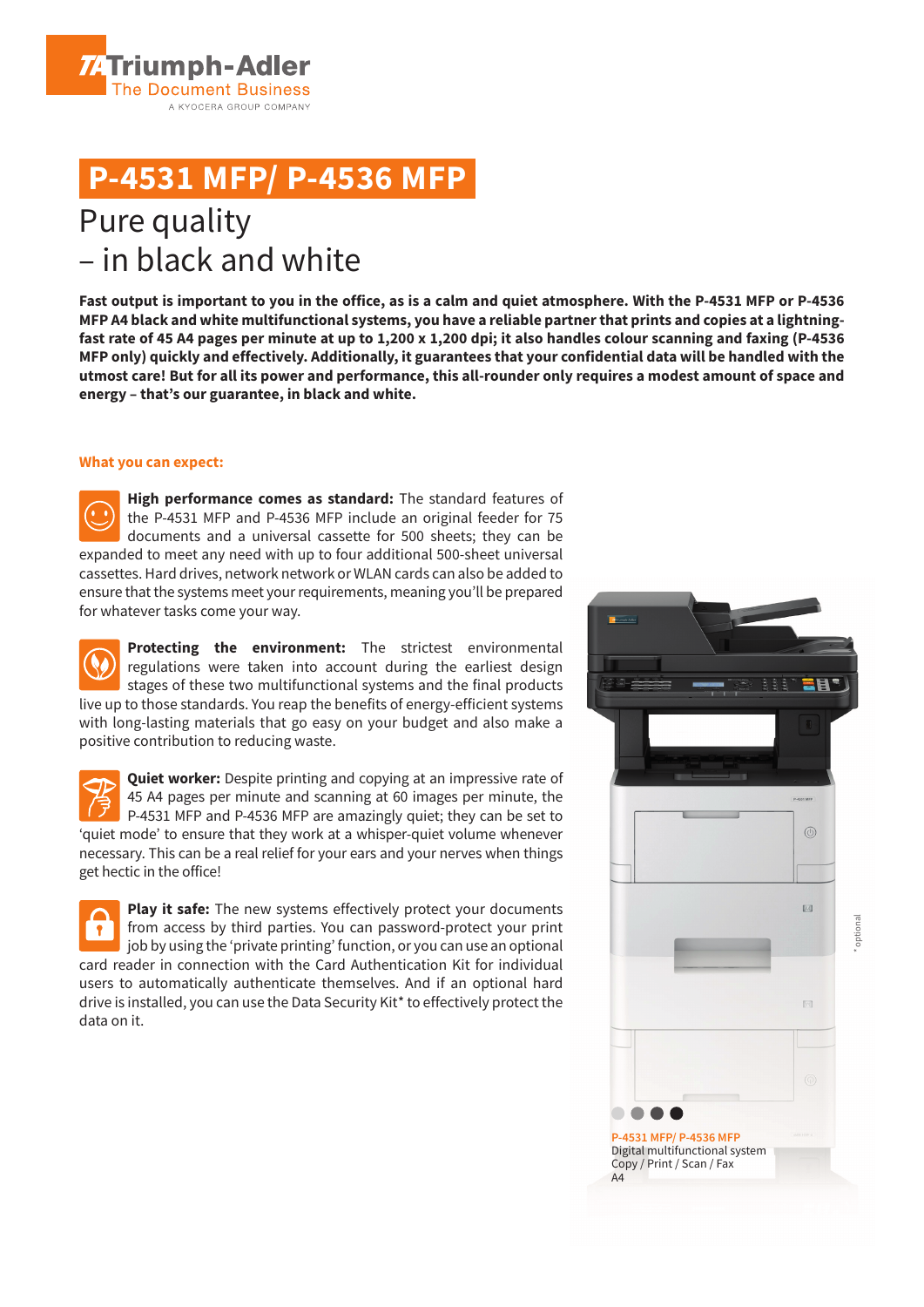Triumph-Adler
The Document Business
A KYOCERA GROUP COMPANY

# P-4531 MFP/ P-4536 MFP

## Pure quality – in black and white

**Fast output is important to you in the office, as is a calm and quiet atmosphere. With the P-4531 MFP or P-4536 MFP A4 black and white multifunctional systems, you have a reliable partner that prints and copies at a lightning-fast rate of 45 A4 pages per minute at up to 1,200 x 1,200 dpi; it also handles colour scanning and faxing (P-4536 MFP only) quickly and effectively. Additionally, it guarantees that your confidential data will be handled with the utmost care! But for all its power and performance, this all-rounder only requires a modest amount of space and energy – that's our guarantee, in black and white.**

### What you can expect:

**High performance comes as standard:** The standard features of the P-4531 MFP and P-4536 MFP include an original feeder for 75 documents and a universal cassette for 500 sheets; they can be expanded to meet any need with up to four additional 500-sheet universal cassettes. Hard drives, network network or WLAN cards can also be added to ensure that the systems meet your requirements, meaning you'll be prepared for whatever tasks come your way.

**Protecting the environment:** The strictest environmental regulations were taken into account during the earliest design stages of these two multifunctional systems and the final products live up to those standards. You reap the benefits of energy-efficient systems with long-lasting materials that go easy on your budget and also make a positive contribution to reducing waste.

**Quiet worker:** Despite printing and copying at an impressive rate of 45 A4 pages per minute and scanning at 60 images per minute, the P-4531 MFP and P-4536 MFP are amazingly quiet; they can be set to 'quiet mode' to ensure that they work at a whisper-quiet volume whenever necessary. This can be a real relief for your ears and your nerves when things get hectic in the office!

**Play it safe:** The new systems effectively protect your documents from access by third parties. You can password-protect your print job by using the 'private printing' function, or you can use an optional card reader in connection with the Card Authentication Kit for individual users to automatically authenticate themselves. And if an optional hard drive is installed, you can use the Data Security Kit* to effectively protect the data on it.

\* optional

P-4531 MFP/ P-4536 MFP
Digital multifunctional system
Copy / Print / Scan / Fax
A4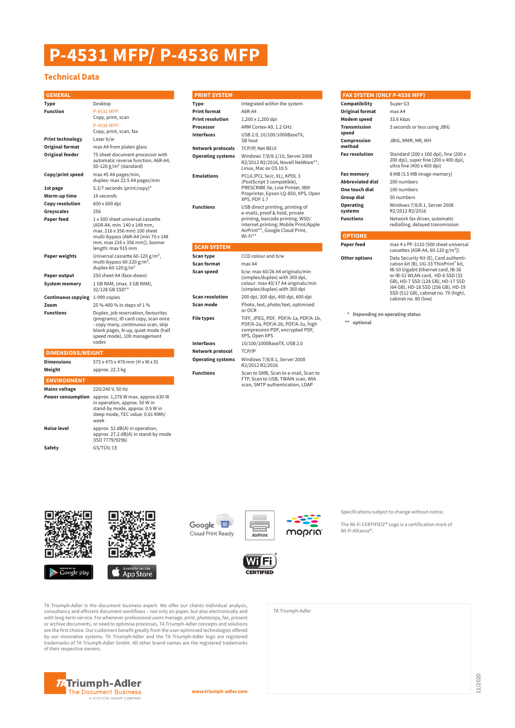# P-4531 MFP/ P-4536 MFP

## Technical Data

### GENERAL

| | |
|---|---|
| **Type** | Desktop |
| **Function** | P-4531 MFP: Copy, print, scan<br>P-4536 MFP: Copy, print, scan, fax |
| **Print technology** | Laser b/w |
| **Original format** | max A4 from platen glass |
| **Original feeder** | 75 sheet document processor with automatic reverse function, A6R-A4, 50-120 g/m² (standard) |
| **Copy/print speed** | max 45 A4 pages/min, duplex: max 22.5 A4 pages/min |
| **1st page** | 5.3/7 seconds (print/copy)* |
| **Warm-up time** | 16 seconds |
| **Copy resolution** | 600 x 600 dpi |
| **Greyscales** | 256 |
| **Paper feed** | 1 x 500 sheet universal cassette (A5R-A4, min. 140 x 148 mm, max. 216 x 356 mm) 100 sheet multi-bypass (A6R-A4 [min 70 x 148 mm, max 216 x 356 mm]), banner length: max 915 mm |
| **Paper weights** | Universal cassette 60-120 g/m², multi-bypass 60-220 g/m², duplex 60-120 g/m² |
| **Paper output** | 250 sheet A4 (face-down) |
| **System memory** | 1 GB RAM, (max. 3 GB RAM), 32/128 GB SSD** |
| **Continuous copying** | 1-999 copies |
| **Zoom** | 25 %-400 % in steps of 1 % |
| **Functions** | Duplex, job reservation, favourites (programs), ID card copy, scan once - copy many, continuous scan, skip blank pages, N-up, quiet mode (half speed mode), 100 management codes |

### DIMENSIONS/WEIGHT

| | |
|---|---|
| **Dimensions** | 575 x 475 x 476 mm (H x W x D) |
| **Weight** | approx. 22.3 kg |

### ENVIRONMENT

| | |
|---|---|
| **Mains voltage** | 220/240 V, 50 Hz |
| **Power consumption** | approx. 1,276 W max, approx.630 W in operation, approx. 50 W in stand-by mode, approx. 0.5 W in sleep mode, TEC value: 0.61 KWh/week |
| **Noise level** | approx. 52 dB(A) in operation, approx. 27.2 dB(A) in stand-by mode (ISO 7779/9296) |
| **Safety** | GS/TÜV, CE |

### PRINT SYSTEM

| | |
|---|---|
| **Type** | Integrated within the system |
| **Print format** | A6R-A4 |
| **Print resolution** | 1,200 x 1,200 dpi |
| **Processor** | ARM Cortex-A9, 1.2 GHz |
| **Interfaces** | USB 2.0, 10/100/1000BaseTX, SB host |
| **Network protocols** | TCP/IP, Net BEUI |
| **Operating systems** | Windows 7/8/8.1/10, Server 2008 R2/2012 R2/2016, Novell NetWare**, Linux, Mac ex OS 10.5 |
| **Emulations** | PCL6 (PCL 5e/c, XL), KPDL 3 (PostScript 3 compatible), PRESCRIBE IIe, Line Printer, IBM Proprinter, Epson LQ-850, XPS, Open XPS, PDF 1.7 |
| **Functions** | USB direct printing, printing of e-mails, proof & hold, private printing, barcode printing, WSD/internet printing; Mobile Print/Apple AirPrint**, Google Cloud Print, Wi-Fi** |

### SCAN SYSTEM

| | |
|---|---|
| **Scan type** | CCD colour and b/w |
| **Scan format** | max A4 |
| **Scan speed** | b/w: max 60/26 A4 originals/min (simplex/duplex) with 300 dpi, colour: max 40/17 A4 originals/min (simplex/duplex) with 300 dpi |
| **Scan resolution** | 200 dpi, 300 dpi, 400 dpi, 600 dpi |
| **Scan mode** | Photo, text, photo/text, optimised or OCR |
| **File types** | TIFF, JPEG, PDF, PDF/A-1a, PDF/A-1b, PDF/A-2a, PDF/A-2b, PDF/A-2u, high compression PDF, encrypted PDF, XPS, Open XPS |
| **Interfaces** | 10/100/1000BaseTX, USB 2.0 |
| **Network protocol** | TCP/IP |
| **Operating systems** | Windows 7/8/8.1, Server 2008 R2/2012 R2/2016 |
| **Functions** | Scan to SMB, Scan to e-mail, Scan to FTP, Scan to USB, TWAIN scan, WIA scan, SMTP authentication, LDAP |

### FAX SYSTEM (ONLY P-4536 MFP)

| | |
|---|---|
| **Compatibility** | Super G3 |
| **Original format** | max A4 |
| **Modem speed** | 33.6 kbps |
| **Transmission speed** | 3 seconds or less using JBIG |
| **Compression method** | JBIG, MMR, MR, MH |
| **Fax resolution** | Standard (200 x 100 dpi), fine (200 x 200 dpi), super fine (200 x 400 dpi), ultra fine (400 x 400 dpi) |
| **Fax memory** | 8 MB (3.5 MB image memory) |
| **Abbreviated dial** | 200 numbers |
| **One touch dial** | 100 numbers |
| **Group dial** | 50 numbers |
| **Operating systems** | Windows 7/8/8.1, Server 2008 R2/2012 R2/2016 |
| **Functions** | Network fax driver, automatic redialling, delayed transmission |

### OPTIONS

| | |
|---|---|
| **Paper feed** | max 4 x PF-3110 (500 sheet universal cassettes [A5R-A4, 60-120 g/m²]) |
| **Other options** | Data Security Kit (E), Card authentication kit (B), UG-33 ThinPrint® kit, IB-50 Gigabit Ethernet card, IB-36 or IB-51 WLAN card, HD-6 SSD (32 GB), HD-7 SSD (128 GB), HD-17 SSD (64 GB), HD-18 SSD (256 GB), HD-19 SSD (512 GB), cabinet no. 79 (high), cabinet no. 80 (low) |

\* Depending on operating status
\*\* optional

Google Cloud Print Ready

AirPrint

mopria

Wi-Fi CERTIFIED

Specifications subject to change without notice.

The Wi-Fi CERTIFIED™ Logo is a certification mark of Wi-Fi Alliance®.

TA Triumph-Adler is the document business expert. We offer our clients individual analysis, consultancy and efficient document workflows – not only on paper, but also electronically and with long-term service. For whenever professional users manage, print, photocopy, fax, present or archive documents, or need to optimise processes, TA Triumph-Adler concepts and solutions are the first choice. Our customers benefit greatly from the user-optimised technologies offered by our innovative systems. TA Triumph-Adler and the TA Triumph-Adler logo are registered trademarks of TA Triumph-Adler GmbH. All other brand names are the registered trademarks of their respective owners.

TA Triumph-Adler

TA Triumph-Adler – The Document Business – A KYOCERA GROUP COMPANY

www.triumph-adler.com

11/2020